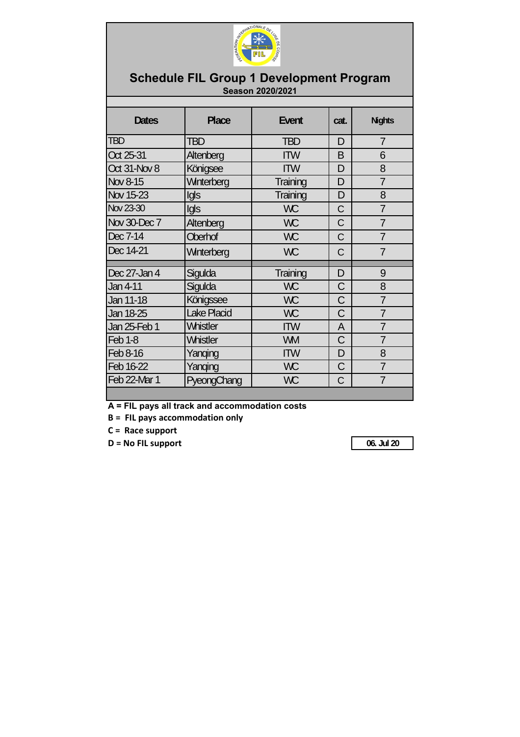# Schedule FIL Group 1 Development Program

**Season 2020/2021**

| Dates | Place | Event | cat. | Nights |
|---|---|---|---|---|
| TBD | TBD | TBD | D | 7 |
| Oct 25-31 | Altenberg | ITW | B | 6 |
| Oct 31-Nov 8 | Königsee | ITW | D | 8 |
| Nov 8-15 | Winterberg | Training | D | 7 |
| Nov 15-23 | Igls | Training | D | 8 |
| Nov 23-30 | Igls | WC | C | 7 |
| Nov 30-Dec 7 | Altenberg | WC | C | 7 |
| Dec 7-14 | Oberhof | WC | C | 7 |
| Dec 14-21 | Winterberg | WC | C | 7 |
| | | | | |
| Dec 27-Jan 4 | Sigulda | Training | D | 9 |
| Jan 4-11 | Sigulda | WC | C | 8 |
| Jan 11-18 | Königssee | WC | C | 7 |
| Jan 18-25 | Lake Placid | WC | C | 7 |
| Jan 25-Feb 1 | Whistler | ITW | A | 7 |
| Feb 1-8 | Whistler | WM | C | 7 |
| Feb 8-16 | Yanqing | ITW | D | 8 |
| Feb 16-22 | Yanqing | WC | C | 7 |
| Feb 22-Mar 1 | PyeongChang | WC | C | 7 |

**A = FIL pays all track and accommodation costs**

**B = FIL pays accommodation only**

**C = Race support**

**D = No FIL support**

**06. Jul 20**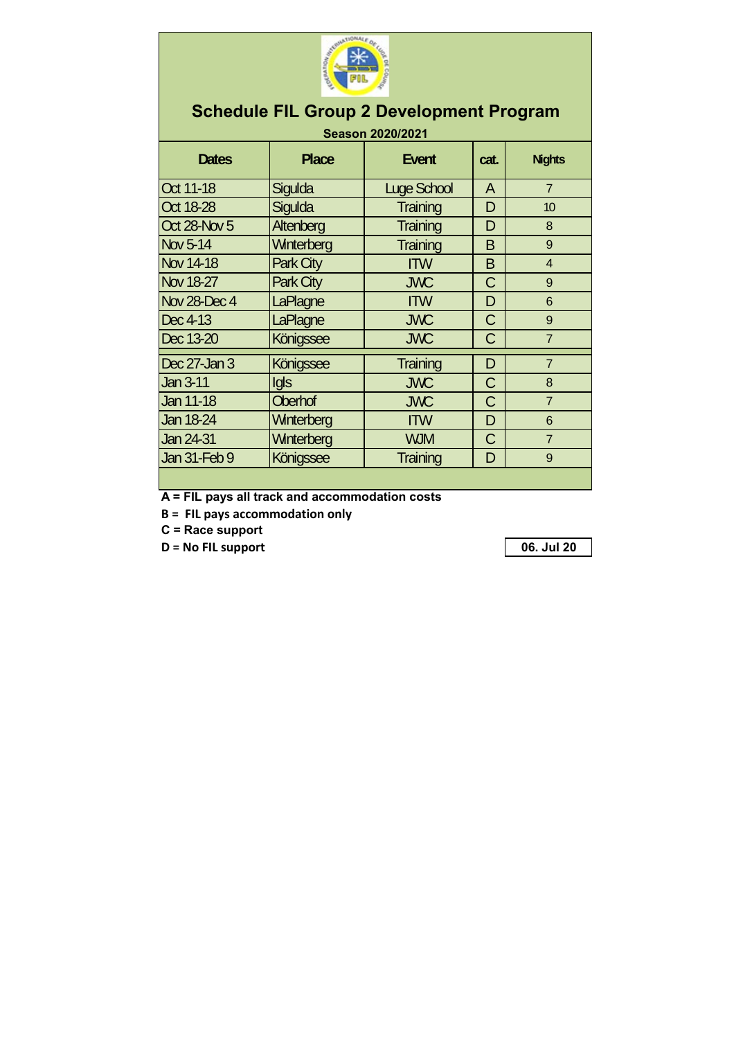# Schedule FIL Group 2 Development Program

**Season 2020/2021**

| Dates | Place | Event | cat. | Nights |
|---|---|---|---|---|
| Oct 11-18 | Sigulda | Luge School | A | 7 |
| Oct 18-28 | Sigulda | Training | D | 10 |
| Oct 28-Nov 5 | Altenberg | Training | D | 8 |
| Nov 5-14 | Winterberg | Training | B | 9 |
| Nov 14-18 | Park City | ITW | B | 4 |
| Nov 18-27 | Park City | JWC | C | 9 |
| Nov 28-Dec 4 | LaPlagne | ITW | D | 6 |
| Dec 4-13 | LaPlagne | JWC | C | 9 |
| Dec 13-20 | Königssee | JWC | C | 7 |
| Dec 27-Jan 3 | Königssee | Training | D | 7 |
| Jan 3-11 | Igls | JWC | C | 8 |
| Jan 11-18 | Oberhof | JWC | C | 7 |
| Jan 18-24 | Winterberg | ITW | D | 6 |
| Jan 24-31 | Winterberg | WJM | C | 7 |
| Jan 31-Feb 9 | Königssee | Training | D | 9 |

**A = FIL pays all track and accommodation costs**

**B = FIL pays accommodation only**

**C = Race support**

**D = No FIL support**

**06. Jul 20**